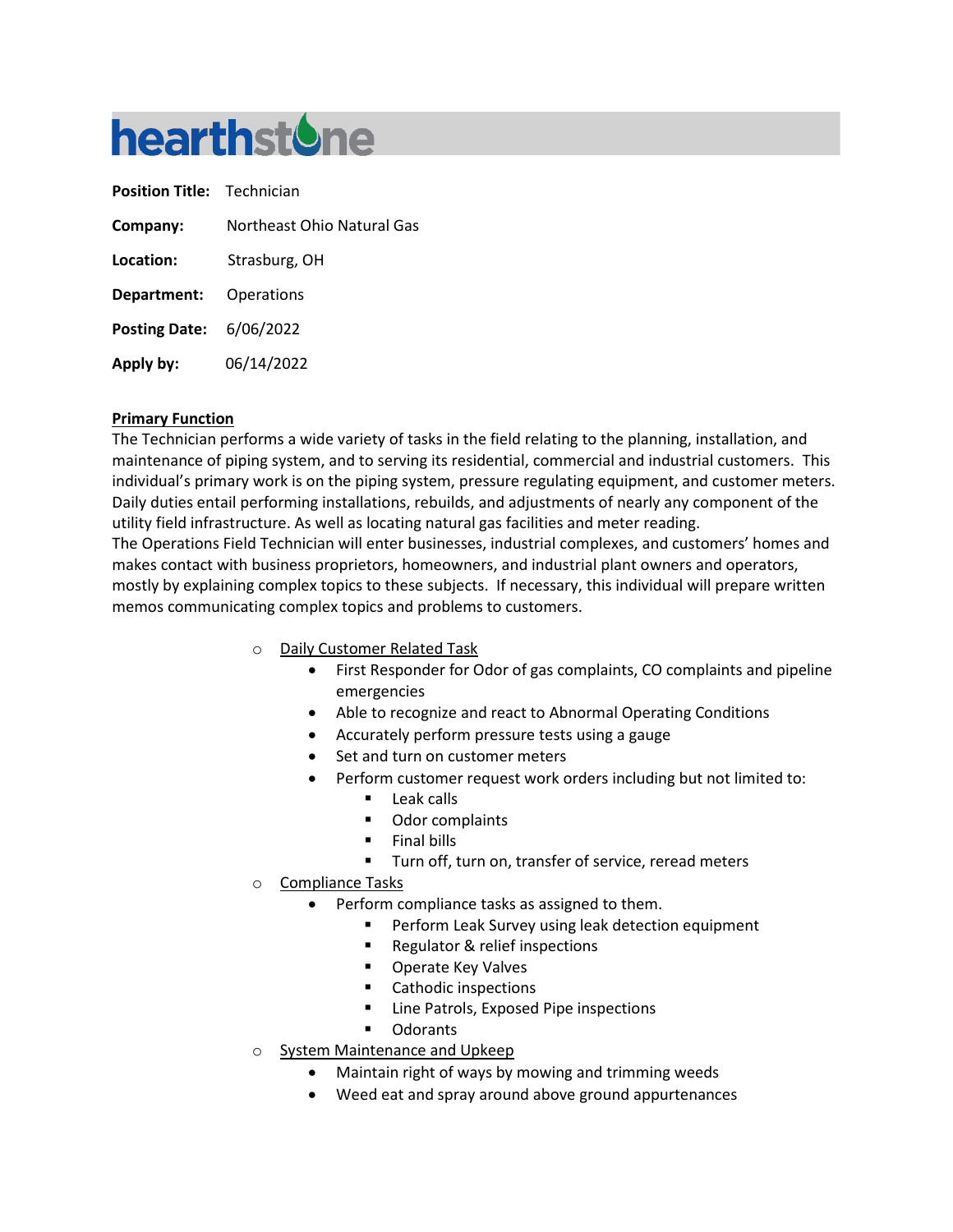# hearthstone

**Position Title:** Technician

**Company:** Northeast Ohio Natural Gas

**Location:** Strasburg, OH

**Department:** Operations

**Posting Date:** 6/06/2022

**Apply by:** 06/14/2022

## Primary Function

The Technician performs a wide variety of tasks in the field relating to the planning, installation, and maintenance of piping system, and to serving its residential, commercial and industrial customers. This individual's primary work is on the piping system, pressure regulating equipment, and customer meters. Daily duties entail performing installations, rebuilds, and adjustments of nearly any component of the utility field infrastructure. As well as locating natural gas facilities and meter reading.

The Operations Field Technician will enter businesses, industrial complexes, and customers' homes and makes contact with business proprietors, homeowners, and industrial plant owners and operators, mostly by explaining complex topics to these subjects. If necessary, this individual will prepare written memos communicating complex topics and problems to customers.

- Daily Customer Related Task
  - First Responder for Odor of gas complaints, CO complaints and pipeline emergencies
  - Able to recognize and react to Abnormal Operating Conditions
  - Accurately perform pressure tests using a gauge
  - Set and turn on customer meters
  - Perform customer request work orders including but not limited to:
    - Leak calls
    - Odor complaints
    - Final bills
    - Turn off, turn on, transfer of service, reread meters
- Compliance Tasks
  - Perform compliance tasks as assigned to them.
    - Perform Leak Survey using leak detection equipment
    - Regulator & relief inspections
    - Operate Key Valves
    - Cathodic inspections
    - Line Patrols, Exposed Pipe inspections
    - Odorants
- System Maintenance and Upkeep
  - Maintain right of ways by mowing and trimming weeds
  - Weed eat and spray around above ground appurtenances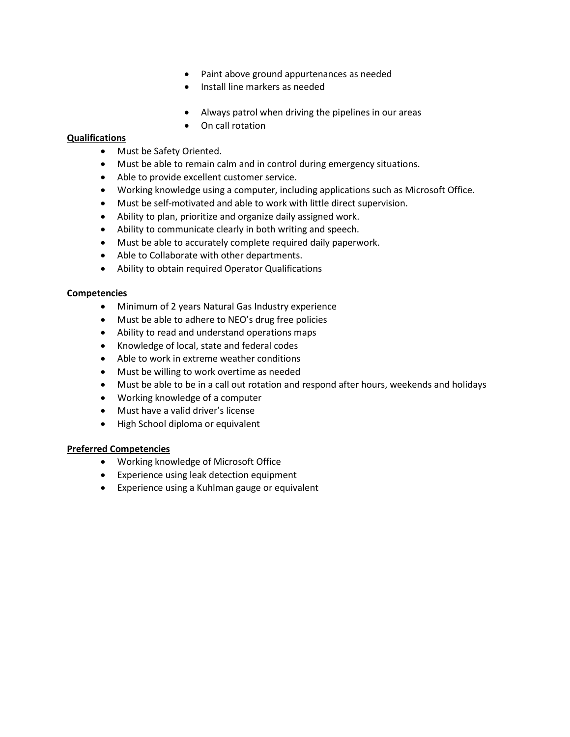- Paint above ground appurtenances as needed
- Install line markers as needed

- Always patrol when driving the pipelines in our areas
- On call rotation

**Qualifications**

- Must be Safety Oriented.
- Must be able to remain calm and in control during emergency situations.
- Able to provide excellent customer service.
- Working knowledge using a computer, including applications such as Microsoft Office.
- Must be self-motivated and able to work with little direct supervision.
- Ability to plan, prioritize and organize daily assigned work.
- Ability to communicate clearly in both writing and speech.
- Must be able to accurately complete required daily paperwork.
- Able to Collaborate with other departments.
- Ability to obtain required Operator Qualifications

**Competencies**

- Minimum of 2 years Natural Gas Industry experience
- Must be able to adhere to NEO's drug free policies
- Ability to read and understand operations maps
- Knowledge of local, state and federal codes
- Able to work in extreme weather conditions
- Must be willing to work overtime as needed
- Must be able to be in a call out rotation and respond after hours, weekends and holidays
- Working knowledge of a computer
- Must have a valid driver's license
- High School diploma or equivalent

**Preferred Competencies**

- Working knowledge of Microsoft Office
- Experience using leak detection equipment
- Experience using a Kuhlman gauge or equivalent